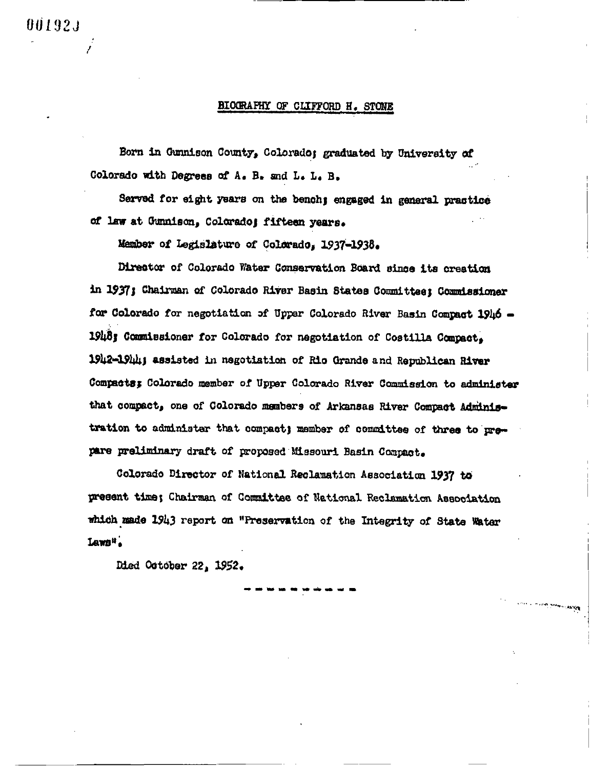# BIOGRAPHY OF CLIFFORD H. STONE

Born in Gunnison County, Colorado; graduated by University of Colorado with Degrees of A. B. and L. L. B.

Served for eight years on the bench; engaged in general practice of law at Gunnison, Colorado; fifteen years.

Member of Legislature of Colorado, 1937-1938.

Director of Colorado Water Conservation Board since its creation in 1937; Chairman of Colorado River Basin States Committee; Commissioner for Colorado for negotiation of Upper Colorado River Basin Compact 1946 - 1948; Commissioner for Colorado for negotiation of Costilla Compact, 1942-1944; assisted in negotiation of Rio Grande and Republican River Compacts; Colorado member of Upper Colorado River Commission to administer that compact, one of Colorado members of Arkansas River Compact Administration to administer that compact; member of committee of three to prepare preliminary draft of proposed Missouri Basin Compact.

Colorado Director of National Reclamation Association 1937 to present time; Chairman of Committee of National Reclamation Association which made 1943 report on "Preservation of the Integrity of State Water Laws".

Died October 22, 1952.

- - - - - - - - - -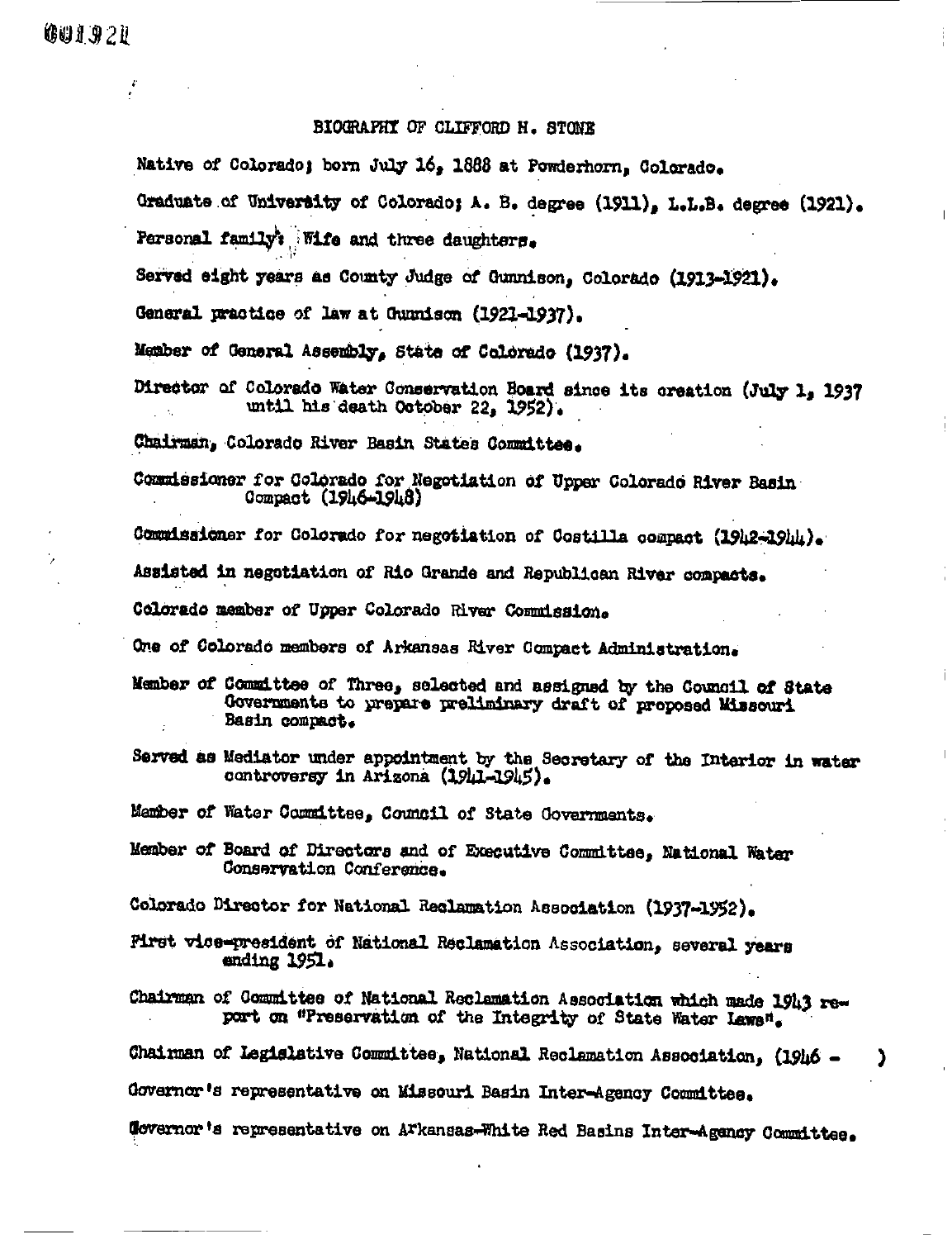## BIOGRAPHY OF CLIFFORD H. STONE

Native of Colorado; born July 16, 1888 at Powderhorn, Colorado.

Graduate of University of Colorado; A. B. degree (1911), L.L.B. degree (1921).

Personal family: Wife and three daughters.

Served eight years as County Judge of Gunnison, Colorado (1913-1921).

General practice of law at Gunnison (1921-1937).

Member of General Assembly, State of Colorado (1937).

Director of Colorado Water Conservation Board since its creation (July 1, 1937 until his death October 22, 1952).

Chairman, Colorado River Basin States Committee.

Commissioner for Colorado for Negotiation of Upper Colorado River Basin Compact (1946-1948)

Commissioner for Colorado for negotiation of Costilla compact (1942-1944).

Assisted in negotiation of Rio Grande and Republican River compacts.

Colorado member of Upper Colorado River Commission.

One of Colorado members of Arkansas River Compact Administration.

Member of Committee of Three, selected and assigned by the Council of State Governments to prepare preliminary draft of proposed Missouri Basin compact.

Served as Mediator under appointment by the Secretary of the Interior in water controversy in Arizona (1941-1945).

Member of Water Committee, Council of State Governments.

Member of Board of Directors and of Executive Committee, National Water Conservation Conference.

Colorado Director for National Reclamation Association (1937-1952).

First vice-president of National Reclamation Association, several years ending 1951.

Chairman of Committee of National Reclamation Association which made 1943 report on "Preservation of the Integrity of State Water Laws".

Chairman of Legislative Committee, National Reclamation Association, (1946 - )

Governor's representative on Missouri Basin Inter-Agency Committee.

Governor's representative on Arkansas-White Red Basins Inter-Agency Committee.